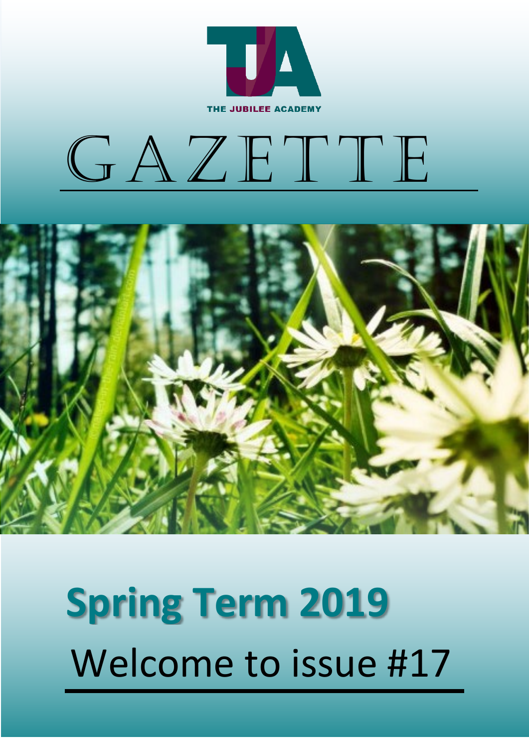THE JUBILEE ACADEMY

# GAZETTE

## Spring Term 2019

Welcome to issue #17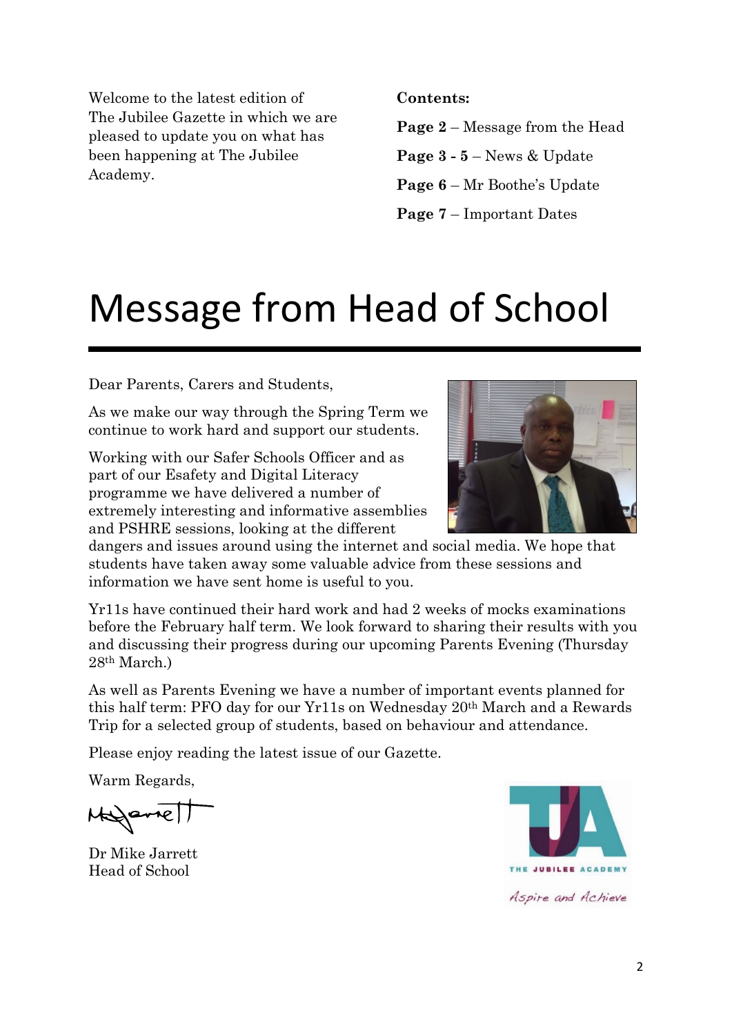Welcome to the latest edition of The Jubilee Gazette in which we are pleased to update you on what has been happening at The Jubilee Academy.

**Contents:**

**Page 2** – Message from the Head

**Page 3 - 5** – News & Update

**Page 6** – Mr Boothe's Update

**Page 7** – Important Dates

# Message from Head of School

Dear Parents, Carers and Students,

As we make our way through the Spring Term we continue to work hard and support our students.

Working with our Safer Schools Officer and as part of our Esafety and Digital Literacy programme we have delivered a number of extremely interesting and informative assemblies and PSHRE sessions, looking at the different dangers and issues around using the internet and social media. We hope that students have taken away some valuable advice from these sessions and information we have sent home is useful to you.

Yr11s have continued their hard work and had 2 weeks of mocks examinations before the February half term. We look forward to sharing their results with you and discussing their progress during our upcoming Parents Evening (Thursday 28th March.)

As well as Parents Evening we have a number of important events planned for this half term: PFO day for our Yr11s on Wednesday 20th March and a Rewards Trip for a selected group of students, based on behaviour and attendance.

Please enjoy reading the latest issue of our Gazette.

Warm Regards,

Dr Mike Jarrett
Head of School

THE JUBILEE ACADEMY

*Aspire and Achieve*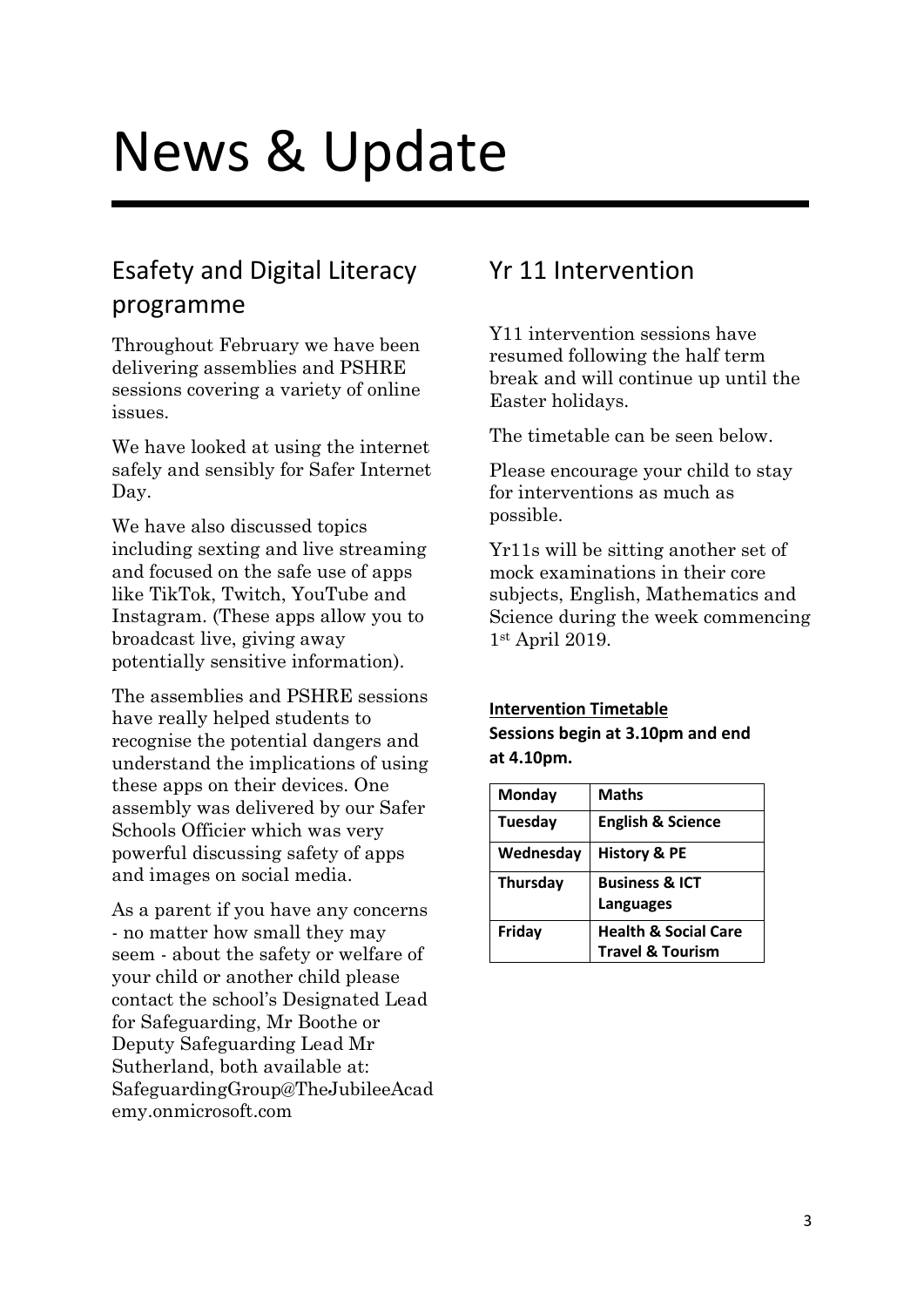# News & Update

## Esafety and Digital Literacy programme

Throughout February we have been delivering assemblies and PSHRE sessions covering a variety of online issues.

We have looked at using the internet safely and sensibly for Safer Internet Day.

We have also discussed topics including sexting and live streaming and focused on the safe use of apps like TikTok, Twitch, YouTube and Instagram. (These apps allow you to broadcast live, giving away potentially sensitive information).

The assemblies and PSHRE sessions have really helped students to recognise the potential dangers and understand the implications of using these apps on their devices. One assembly was delivered by our Safer Schools Officier which was very powerful discussing safety of apps and images on social media.

As a parent if you have any concerns - no matter how small they may seem - about the safety or welfare of your child or another child please contact the school's Designated Lead for Safeguarding, Mr Boothe or Deputy Safeguarding Lead Mr Sutherland, both available at: SafeguardingGroup@TheJubileeAcademy.onmicrosoft.com

## Yr 11 Intervention

Y11 intervention sessions have resumed following the half term break and will continue up until the Easter holidays.

The timetable can be seen below.

Please encourage your child to stay for interventions as much as possible.

Yr11s will be sitting another set of mock examinations in their core subjects, English, Mathematics and Science during the week commencing 1st April 2019.

**Intervention Timetable**

**Sessions begin at 3.10pm and end at 4.10pm.**

| Monday | Maths |
|---|---|
| Tuesday | English & Science |
| Wednesday | History & PE |
| Thursday | Business & ICT Languages |
| Friday | Health & Social Care Travel & Tourism |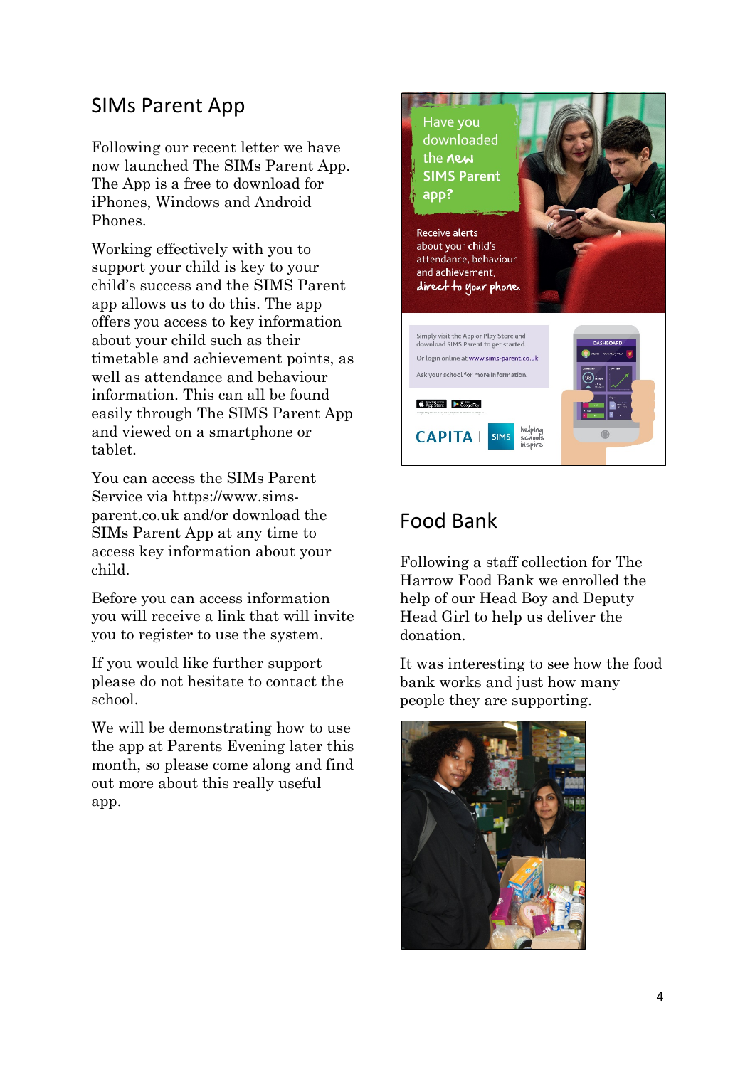## SIMs Parent App

Following our recent letter we have now launched The SIMs Parent App. The App is a free to download for iPhones, Windows and Android Phones.

Working effectively with you to support your child is key to your child's success and the SIMS Parent app allows us to do this. The app offers you access to key information about your child such as their timetable and achievement points, as well as attendance and behaviour information. This can all be found easily through The SIMS Parent App and viewed on a smartphone or tablet.

You can access the SIMs Parent Service via https://www.sims-parent.co.uk and/or download the SIMs Parent App at any time to access key information about your child.

Before you can access information you will receive a link that will invite you to register to use the system.

If you would like further support please do not hesitate to contact the school.

We will be demonstrating how to use the app at Parents Evening later this month, so please come along and find out more about this really useful app.

Have you downloaded the new SIMS Parent app?

Receive alerts about your child's attendance, behaviour and achievement, direct to your phone.

Simply visit the App or Play Store and download SIMS Parent to get started.

Or login online at www.sims-parent.co.uk

Ask your school for more information.

CAPITA | SIMS helping schools inspire

## Food Bank

Following a staff collection for The Harrow Food Bank we enrolled the help of our Head Boy and Deputy Head Girl to help us deliver the donation.

It was interesting to see how the food bank works and just how many people they are supporting.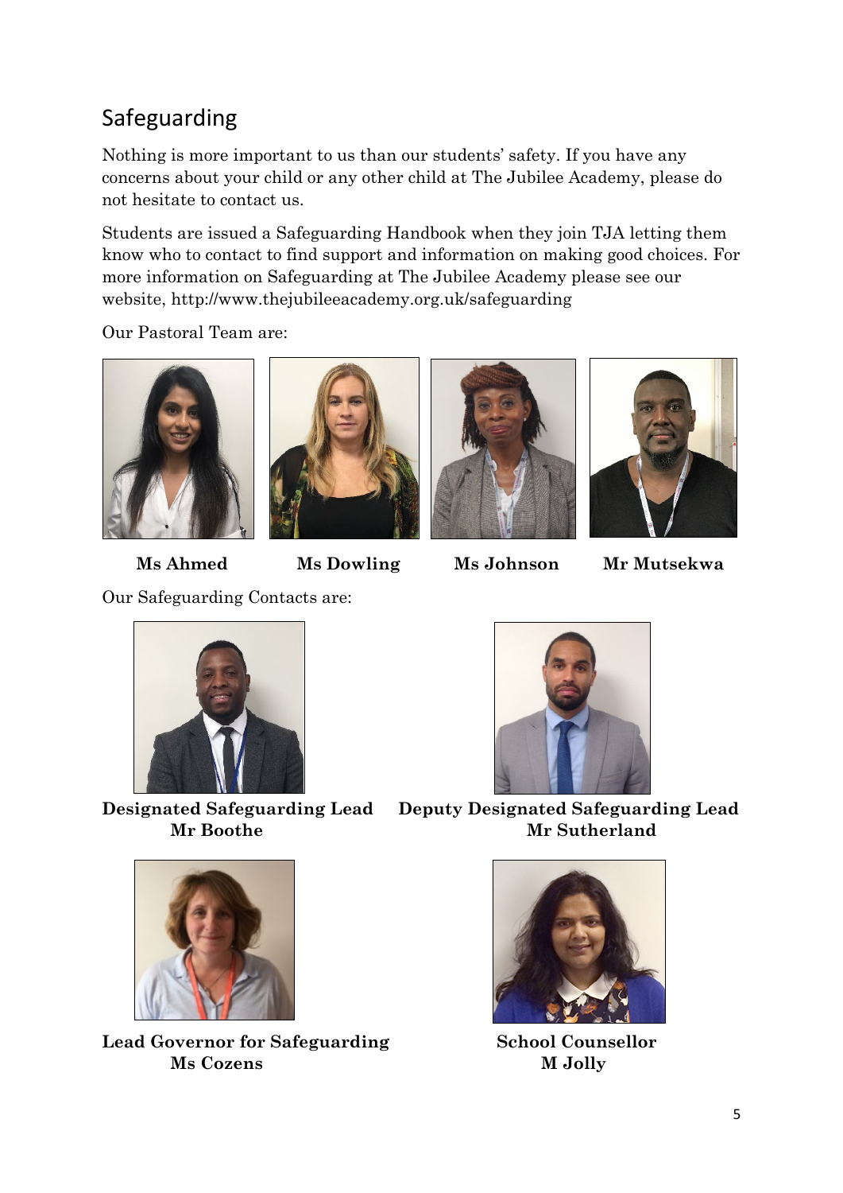## Safeguarding

Nothing is more important to us than our students' safety. If you have any concerns about your child or any other child at The Jubilee Academy, please do not hesitate to contact us.

Students are issued a Safeguarding Handbook when they join TJA letting them know who to contact to find support and information on making good choices. For more information on Safeguarding at The Jubilee Academy please see our website, http://www.thejubileeacademy.org.uk/safeguarding

Our Pastoral Team are:

**Ms Ahmed** **Ms Dowling** **Ms Johnson** **Mr Mutsekwa**

Our Safeguarding Contacts are:

**Designated Safeguarding Lead**
**Mr Boothe**

**Deputy Designated Safeguarding Lead**
**Mr Sutherland**

**Lead Governor for Safeguarding**
**Ms Cozens**

**School Counsellor**
**M Jolly**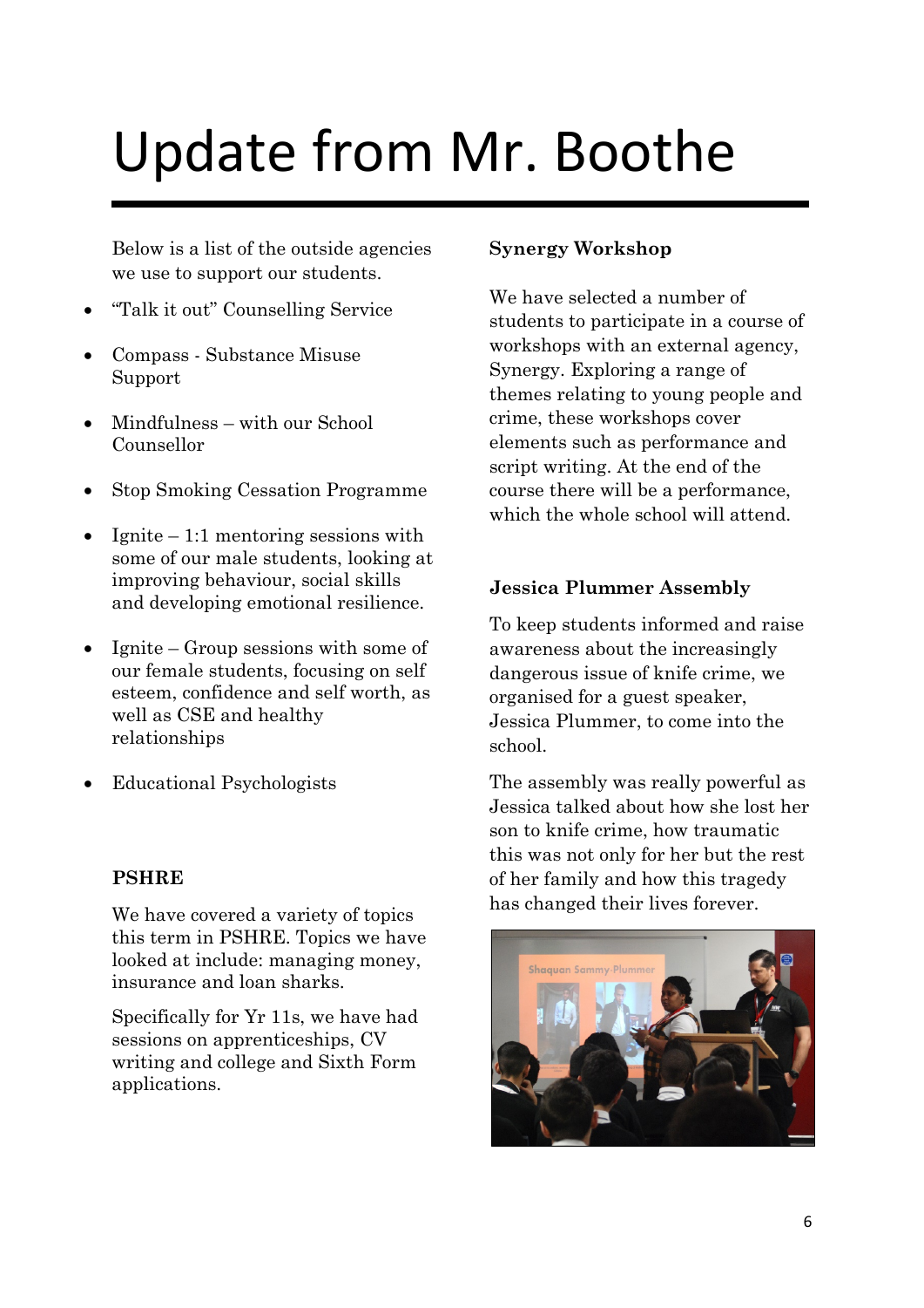# Update from Mr. Boothe

Below is a list of the outside agencies we use to support our students.

- "Talk it out" Counselling Service
- Compass - Substance Misuse Support
- Mindfulness – with our School Counsellor
- Stop Smoking Cessation Programme
- Ignite – 1:1 mentoring sessions with some of our male students, looking at improving behaviour, social skills and developing emotional resilience.
- Ignite – Group sessions with some of our female students, focusing on self esteem, confidence and self worth, as well as CSE and healthy relationships
- Educational Psychologists

### PSHRE

We have covered a variety of topics this term in PSHRE. Topics we have looked at include: managing money, insurance and loan sharks.

Specifically for Yr 11s, we have had sessions on apprenticeships, CV writing and college and Sixth Form applications.

### Synergy Workshop

We have selected a number of students to participate in a course of workshops with an external agency, Synergy. Exploring a range of themes relating to young people and crime, these workshops cover elements such as performance and script writing. At the end of the course there will be a performance, which the whole school will attend.

### Jessica Plummer Assembly

To keep students informed and raise awareness about the increasingly dangerous issue of knife crime, we organised for a guest speaker, Jessica Plummer, to come into the school.

The assembly was really powerful as Jessica talked about how she lost her son to knife crime, how traumatic this was not only for her but the rest of her family and how this tragedy has changed their lives forever.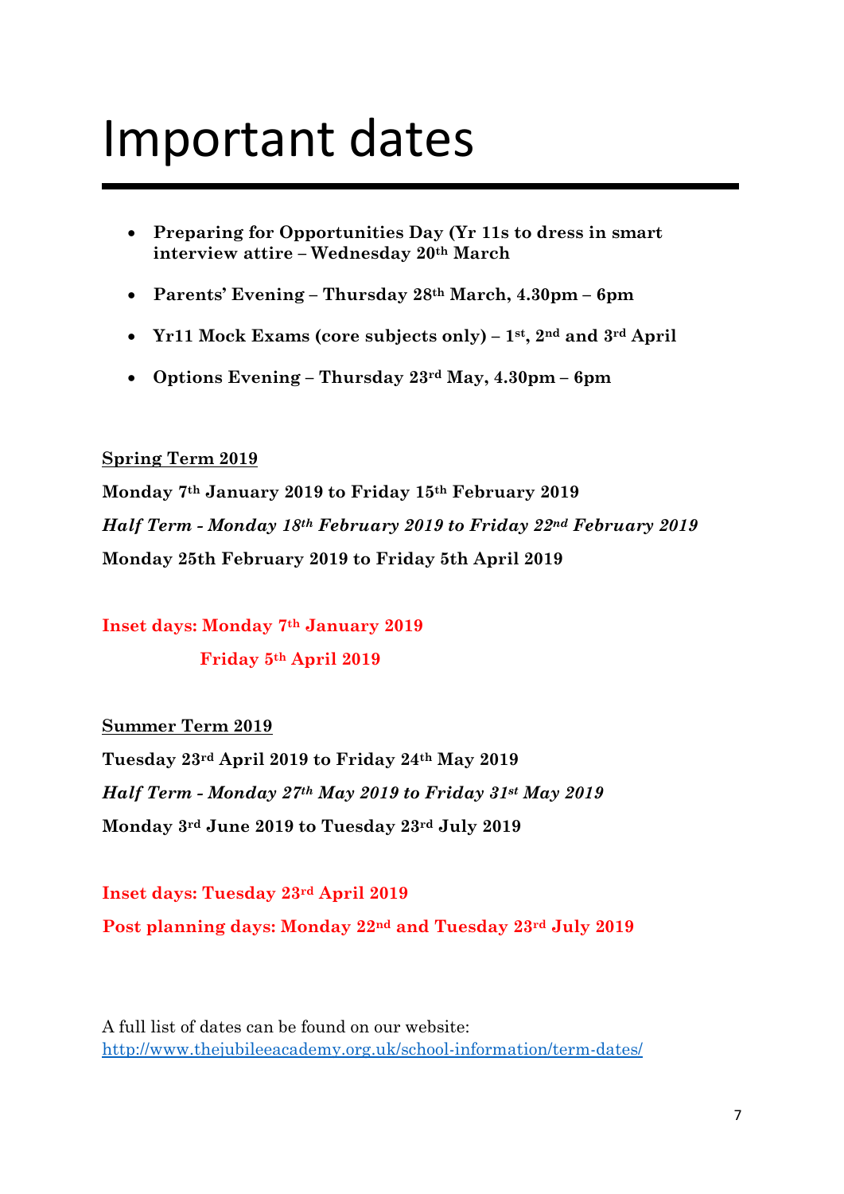# Important dates

- **Preparing for Opportunities Day (Yr 11s to dress in smart interview attire – Wednesday 20th March**
- **Parents' Evening – Thursday 28th March, 4.30pm – 6pm**
- **Yr11 Mock Exams (core subjects only) – 1st, 2nd and 3rd April**
- **Options Evening – Thursday 23rd May, 4.30pm – 6pm**

**Spring Term 2019**

**Monday 7th January 2019 to Friday 15th February 2019**

***Half Term - Monday 18th February 2019 to Friday 22nd February 2019***

**Monday 25th February 2019 to Friday 5th April 2019**

**Inset days: Monday 7th January 2019**

**Friday 5th April 2019**

**Summer Term 2019**

**Tuesday 23rd April 2019 to Friday 24th May 2019**

***Half Term - Monday 27th May 2019 to Friday 31st May 2019***

**Monday 3rd June 2019 to Tuesday 23rd July 2019**

**Inset days: Tuesday 23rd April 2019**

**Post planning days: Monday 22nd and Tuesday 23rd July 2019**

A full list of dates can be found on our website: http://www.thejubileeacademy.org.uk/school-information/term-dates/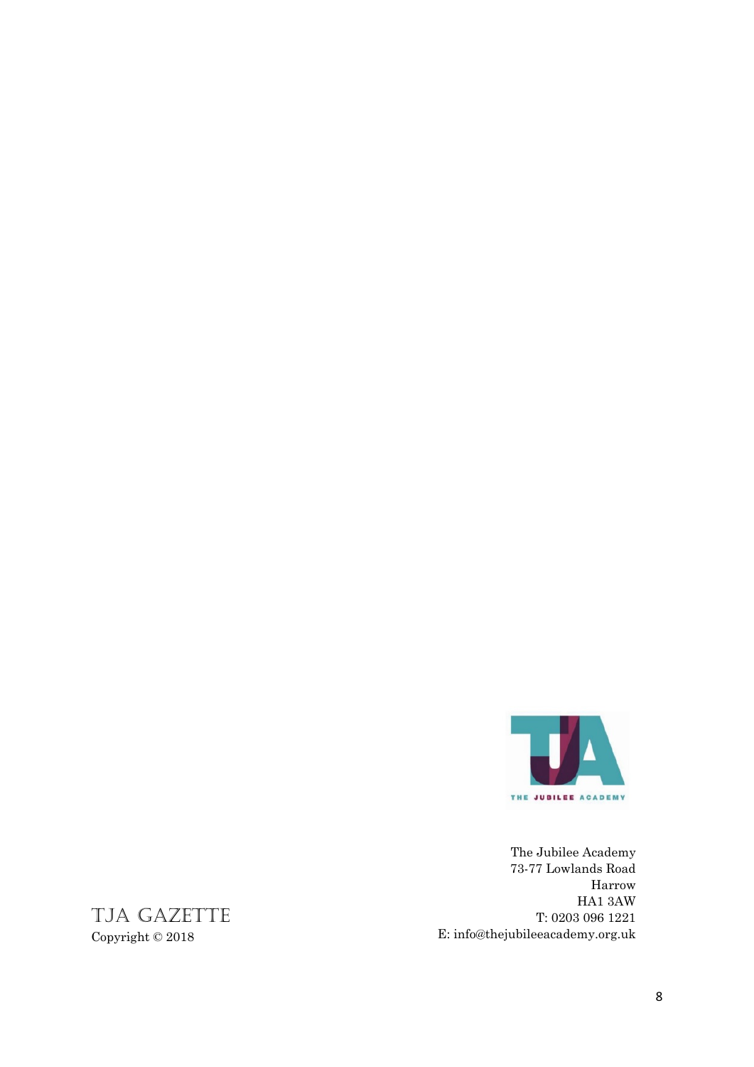THE JUBILEE ACADEMY

The Jubilee Academy
73-77 Lowlands Road
Harrow
HA1 3AW
T: 0203 096 1221
E: info@thejubileeacademy.org.uk

TJA GAZETTE
Copyright © 2018